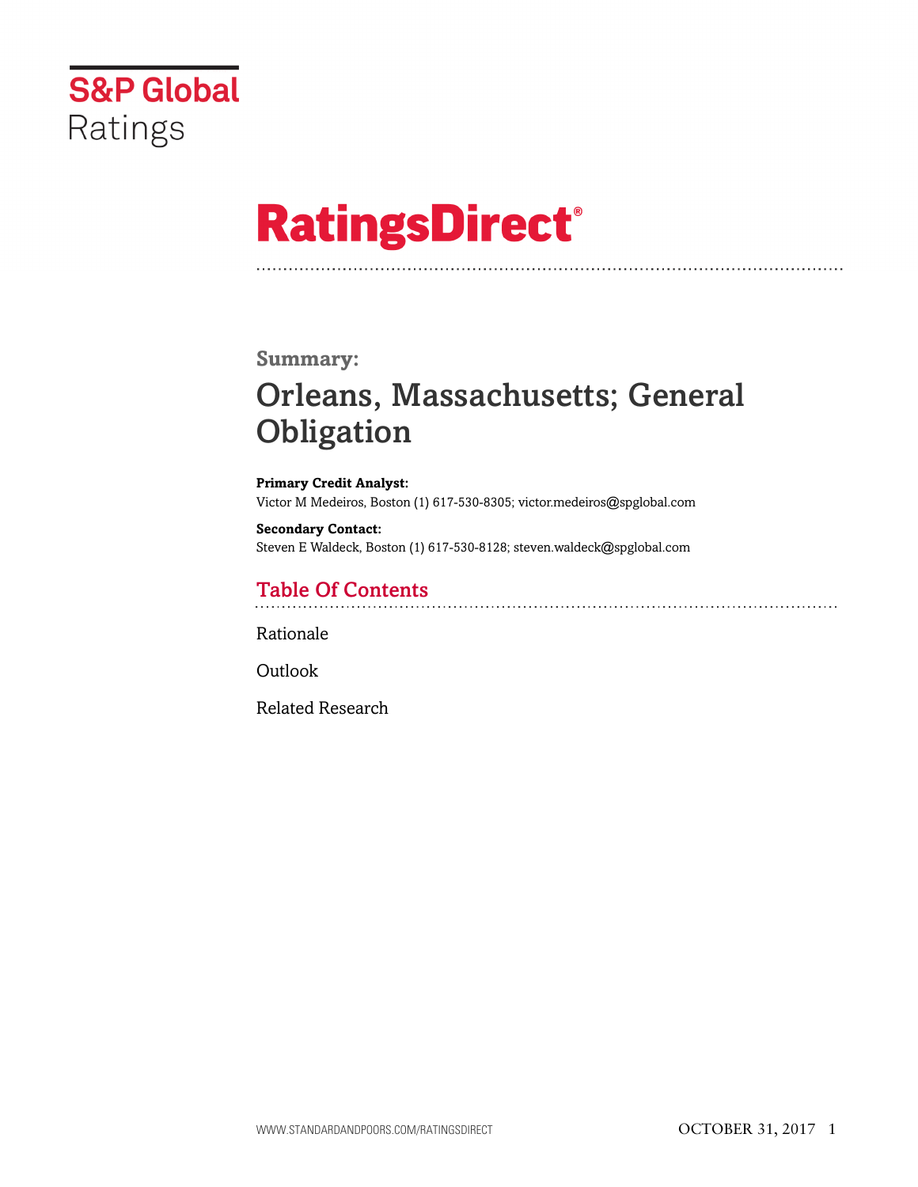S&P Global
Ratings

# RatingsDirect®

**Summary:**

## Orleans, Massachusetts; General Obligation

**Primary Credit Analyst:**
Victor M Medeiros, Boston (1) 617-530-8305; victor.medeiros@spglobal.com

**Secondary Contact:**
Steven E Waldeck, Boston (1) 617-530-8128; steven.waldeck@spglobal.com

## Table Of Contents

Rationale

Outlook

Related Research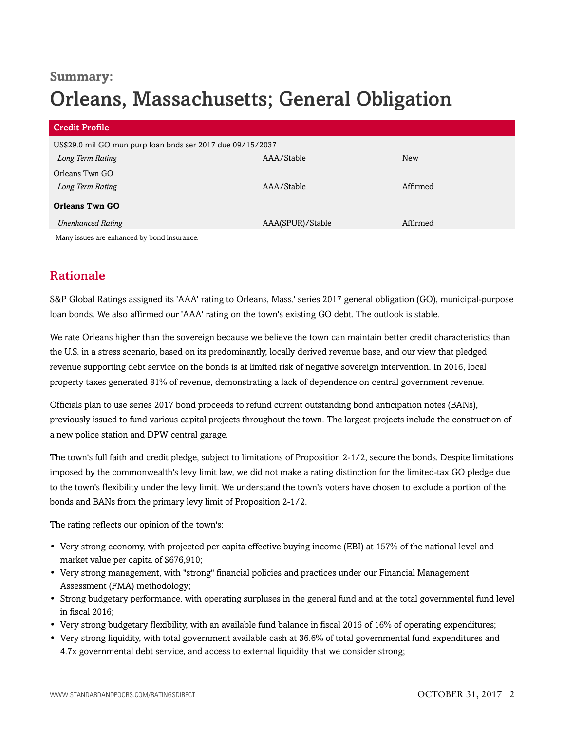## Summary:

# Orleans, Massachusetts; General Obligation

| Credit Profile | | |
|---|---|---|
| US$29.0 mil GO mun purp loan bnds ser 2017 due 09/15/2037 | | |
| *Long Term Rating* | AAA/Stable | New |
| Orleans Twn GO | | |
| *Long Term Rating* | AAA/Stable | Affirmed |
| **Orleans Twn GO** | | |
| *Unenhanced Rating* | AAA(SPUR)/Stable | Affirmed |

Many issues are enhanced by bond insurance.

## Rationale

S&P Global Ratings assigned its 'AAA' rating to Orleans, Mass.' series 2017 general obligation (GO), municipal-purpose loan bonds. We also affirmed our 'AAA' rating on the town's existing GO debt. The outlook is stable.

We rate Orleans higher than the sovereign because we believe the town can maintain better credit characteristics than the U.S. in a stress scenario, based on its predominantly, locally derived revenue base, and our view that pledged revenue supporting debt service on the bonds is at limited risk of negative sovereign intervention. In 2016, local property taxes generated 81% of revenue, demonstrating a lack of dependence on central government revenue.

Officials plan to use series 2017 bond proceeds to refund current outstanding bond anticipation notes (BANs), previously issued to fund various capital projects throughout the town. The largest projects include the construction of a new police station and DPW central garage.

The town's full faith and credit pledge, subject to limitations of Proposition 2-1/2, secure the bonds. Despite limitations imposed by the commonwealth's levy limit law, we did not make a rating distinction for the limited-tax GO pledge due to the town's flexibility under the levy limit. We understand the town's voters have chosen to exclude a portion of the bonds and BANs from the primary levy limit of Proposition 2-1/2.

The rating reflects our opinion of the town's:

- Very strong economy, with projected per capita effective buying income (EBI) at 157% of the national level and market value per capita of $676,910;
- Very strong management, with "strong" financial policies and practices under our Financial Management Assessment (FMA) methodology;
- Strong budgetary performance, with operating surpluses in the general fund and at the total governmental fund level in fiscal 2016;
- Very strong budgetary flexibility, with an available fund balance in fiscal 2016 of 16% of operating expenditures;
- Very strong liquidity, with total government available cash at 36.6% of total governmental fund expenditures and 4.7x governmental debt service, and access to external liquidity that we consider strong;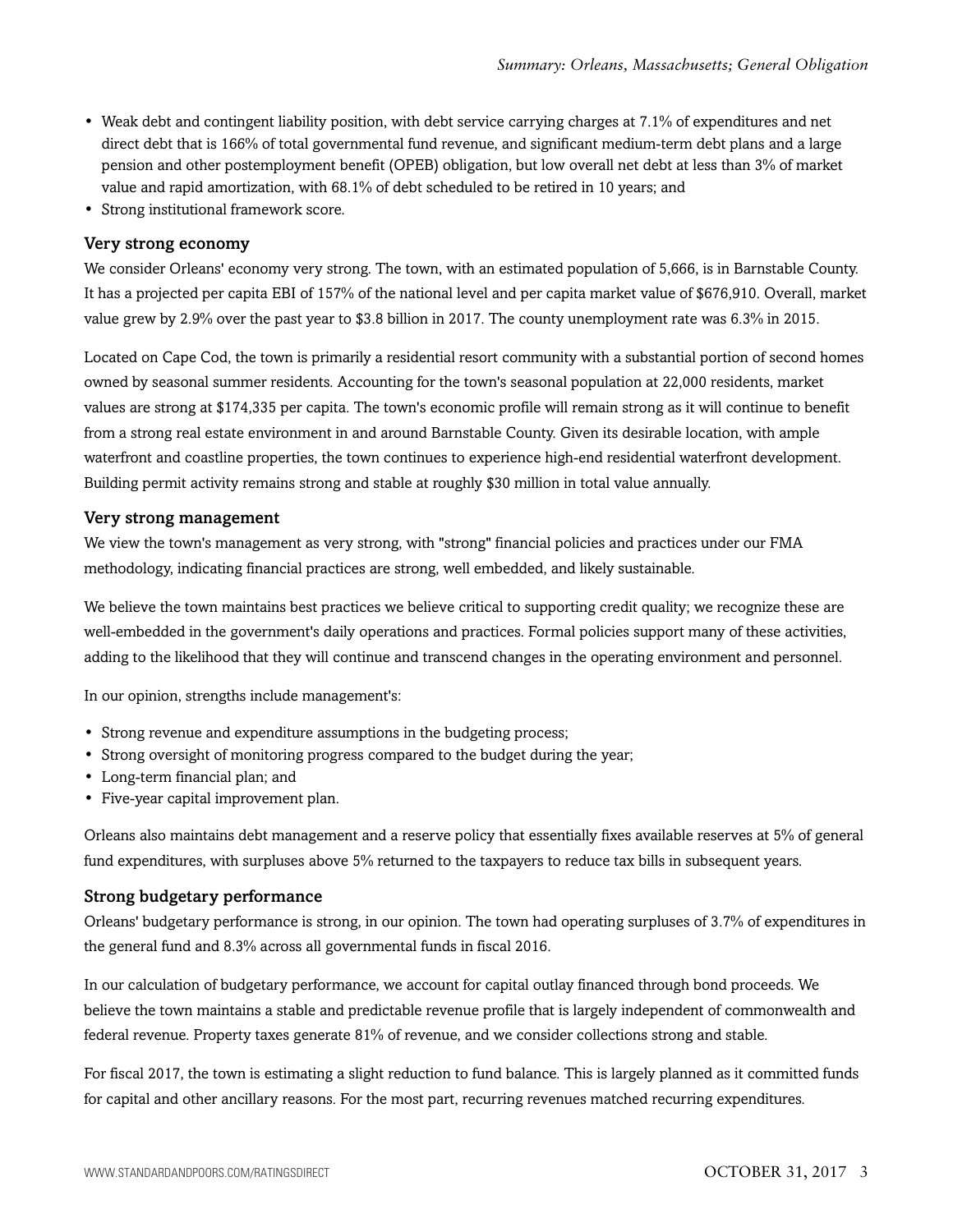- Weak debt and contingent liability position, with debt service carrying charges at 7.1% of expenditures and net direct debt that is 166% of total governmental fund revenue, and significant medium-term debt plans and a large pension and other postemployment benefit (OPEB) obligation, but low overall net debt at less than 3% of market value and rapid amortization, with 68.1% of debt scheduled to be retired in 10 years; and
- Strong institutional framework score.

### Very strong economy

We consider Orleans' economy very strong. The town, with an estimated population of 5,666, is in Barnstable County. It has a projected per capita EBI of 157% of the national level and per capita market value of $676,910. Overall, market value grew by 2.9% over the past year to $3.8 billion in 2017. The county unemployment rate was 6.3% in 2015.

Located on Cape Cod, the town is primarily a residential resort community with a substantial portion of second homes owned by seasonal summer residents. Accounting for the town's seasonal population at 22,000 residents, market values are strong at $174,335 per capita. The town's economic profile will remain strong as it will continue to benefit from a strong real estate environment in and around Barnstable County. Given its desirable location, with ample waterfront and coastline properties, the town continues to experience high-end residential waterfront development. Building permit activity remains strong and stable at roughly $30 million in total value annually.

### Very strong management

We view the town's management as very strong, with "strong" financial policies and practices under our FMA methodology, indicating financial practices are strong, well embedded, and likely sustainable.

We believe the town maintains best practices we believe critical to supporting credit quality; we recognize these are well-embedded in the government's daily operations and practices. Formal policies support many of these activities, adding to the likelihood that they will continue and transcend changes in the operating environment and personnel.

In our opinion, strengths include management's:

- Strong revenue and expenditure assumptions in the budgeting process;
- Strong oversight of monitoring progress compared to the budget during the year;
- Long-term financial plan; and
- Five-year capital improvement plan.

Orleans also maintains debt management and a reserve policy that essentially fixes available reserves at 5% of general fund expenditures, with surpluses above 5% returned to the taxpayers to reduce tax bills in subsequent years.

### Strong budgetary performance

Orleans' budgetary performance is strong, in our opinion. The town had operating surpluses of 3.7% of expenditures in the general fund and 8.3% across all governmental funds in fiscal 2016.

In our calculation of budgetary performance, we account for capital outlay financed through bond proceeds. We believe the town maintains a stable and predictable revenue profile that is largely independent of commonwealth and federal revenue. Property taxes generate 81% of revenue, and we consider collections strong and stable.

For fiscal 2017, the town is estimating a slight reduction to fund balance. This is largely planned as it committed funds for capital and other ancillary reasons. For the most part, recurring revenues matched recurring expenditures.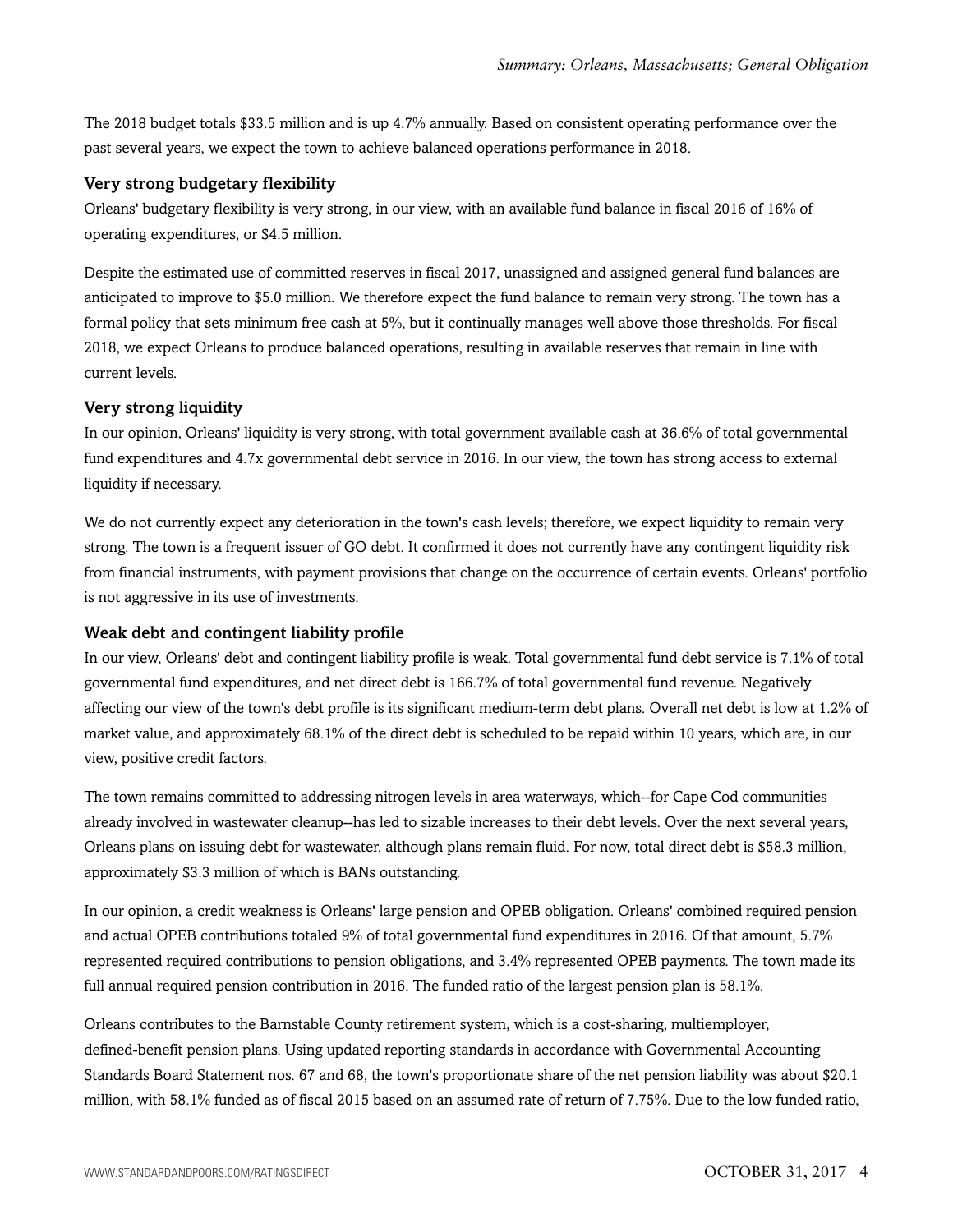The 2018 budget totals $33.5 million and is up 4.7% annually. Based on consistent operating performance over the past several years, we expect the town to achieve balanced operations performance in 2018.

### Very strong budgetary flexibility

Orleans' budgetary flexibility is very strong, in our view, with an available fund balance in fiscal 2016 of 16% of operating expenditures, or $4.5 million.

Despite the estimated use of committed reserves in fiscal 2017, unassigned and assigned general fund balances are anticipated to improve to $5.0 million. We therefore expect the fund balance to remain very strong. The town has a formal policy that sets minimum free cash at 5%, but it continually manages well above those thresholds. For fiscal 2018, we expect Orleans to produce balanced operations, resulting in available reserves that remain in line with current levels.

### Very strong liquidity

In our opinion, Orleans' liquidity is very strong, with total government available cash at 36.6% of total governmental fund expenditures and 4.7x governmental debt service in 2016. In our view, the town has strong access to external liquidity if necessary.

We do not currently expect any deterioration in the town's cash levels; therefore, we expect liquidity to remain very strong. The town is a frequent issuer of GO debt. It confirmed it does not currently have any contingent liquidity risk from financial instruments, with payment provisions that change on the occurrence of certain events. Orleans' portfolio is not aggressive in its use of investments.

### Weak debt and contingent liability profile

In our view, Orleans' debt and contingent liability profile is weak. Total governmental fund debt service is 7.1% of total governmental fund expenditures, and net direct debt is 166.7% of total governmental fund revenue. Negatively affecting our view of the town's debt profile is its significant medium-term debt plans. Overall net debt is low at 1.2% of market value, and approximately 68.1% of the direct debt is scheduled to be repaid within 10 years, which are, in our view, positive credit factors.

The town remains committed to addressing nitrogen levels in area waterways, which--for Cape Cod communities already involved in wastewater cleanup--has led to sizable increases to their debt levels. Over the next several years, Orleans plans on issuing debt for wastewater, although plans remain fluid. For now, total direct debt is $58.3 million, approximately $3.3 million of which is BANs outstanding.

In our opinion, a credit weakness is Orleans' large pension and OPEB obligation. Orleans' combined required pension and actual OPEB contributions totaled 9% of total governmental fund expenditures in 2016. Of that amount, 5.7% represented required contributions to pension obligations, and 3.4% represented OPEB payments. The town made its full annual required pension contribution in 2016. The funded ratio of the largest pension plan is 58.1%.

Orleans contributes to the Barnstable County retirement system, which is a cost-sharing, multiemployer, defined-benefit pension plans. Using updated reporting standards in accordance with Governmental Accounting Standards Board Statement nos. 67 and 68, the town's proportionate share of the net pension liability was about $20.1 million, with 58.1% funded as of fiscal 2015 based on an assumed rate of return of 7.75%. Due to the low funded ratio,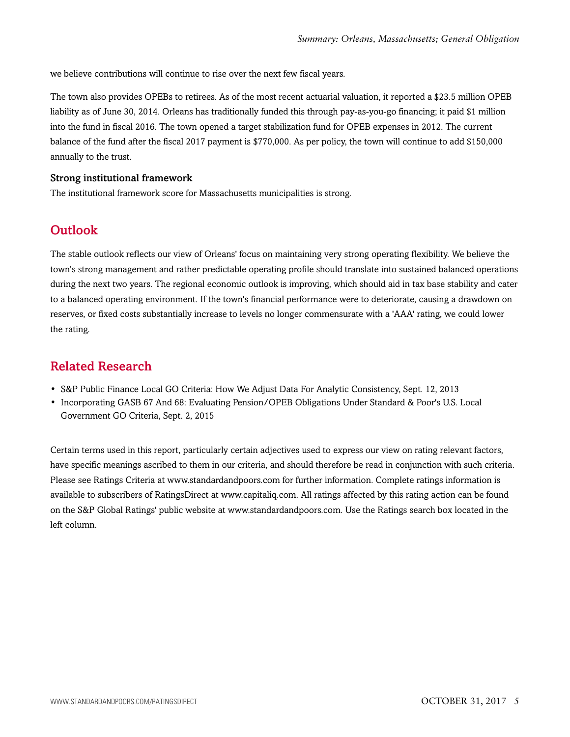we believe contributions will continue to rise over the next few fiscal years.

The town also provides OPEBs to retirees. As of the most recent actuarial valuation, it reported a $23.5 million OPEB liability as of June 30, 2014. Orleans has traditionally funded this through pay-as-you-go financing; it paid $1 million into the fund in fiscal 2016. The town opened a target stabilization fund for OPEB expenses in 2012. The current balance of the fund after the fiscal 2017 payment is $770,000. As per policy, the town will continue to add $150,000 annually to the trust.

### Strong institutional framework

The institutional framework score for Massachusetts municipalities is strong.

## Outlook

The stable outlook reflects our view of Orleans' focus on maintaining very strong operating flexibility. We believe the town's strong management and rather predictable operating profile should translate into sustained balanced operations during the next two years. The regional economic outlook is improving, which should aid in tax base stability and cater to a balanced operating environment. If the town's financial performance were to deteriorate, causing a drawdown on reserves, or fixed costs substantially increase to levels no longer commensurate with a 'AAA' rating, we could lower the rating.

## Related Research

- S&P Public Finance Local GO Criteria: How We Adjust Data For Analytic Consistency, Sept. 12, 2013
- Incorporating GASB 67 And 68: Evaluating Pension/OPEB Obligations Under Standard & Poor's U.S. Local Government GO Criteria, Sept. 2, 2015

Certain terms used in this report, particularly certain adjectives used to express our view on rating relevant factors, have specific meanings ascribed to them in our criteria, and should therefore be read in conjunction with such criteria. Please see Ratings Criteria at www.standardandpoors.com for further information. Complete ratings information is available to subscribers of RatingsDirect at www.capitaliq.com. All ratings affected by this rating action can be found on the S&P Global Ratings' public website at www.standardandpoors.com. Use the Ratings search box located in the left column.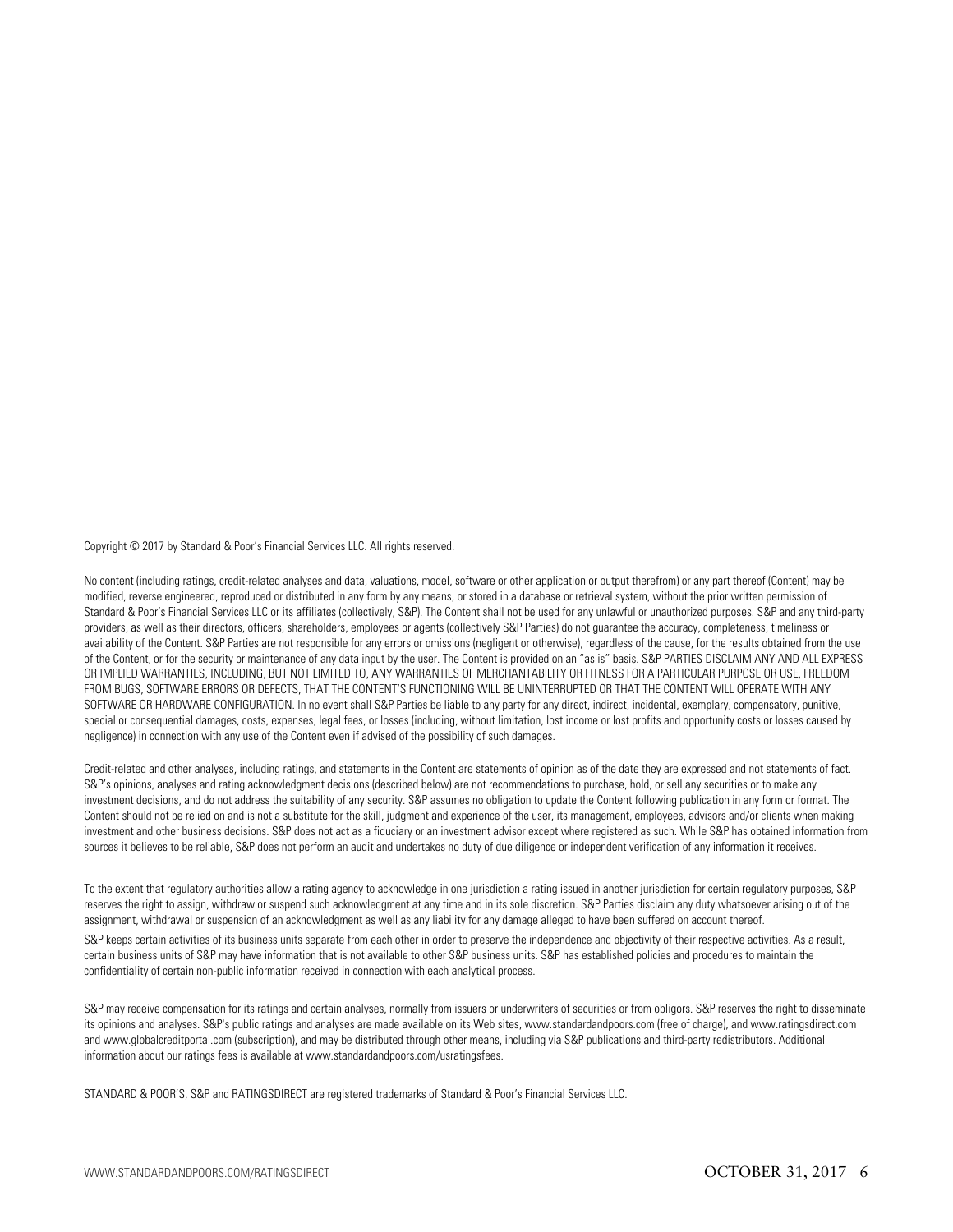Copyright © 2017 by Standard & Poor's Financial Services LLC. All rights reserved.

No content (including ratings, credit-related analyses and data, valuations, model, software or other application or output therefrom) or any part thereof (Content) may be modified, reverse engineered, reproduced or distributed in any form by any means, or stored in a database or retrieval system, without the prior written permission of Standard & Poor's Financial Services LLC or its affiliates (collectively, S&P). The Content shall not be used for any unlawful or unauthorized purposes. S&P and any third-party providers, as well as their directors, officers, shareholders, employees or agents (collectively S&P Parties) do not guarantee the accuracy, completeness, timeliness or availability of the Content. S&P Parties are not responsible for any errors or omissions (negligent or otherwise), regardless of the cause, for the results obtained from the use of the Content, or for the security or maintenance of any data input by the user. The Content is provided on an "as is" basis. S&P PARTIES DISCLAIM ANY AND ALL EXPRESS OR IMPLIED WARRANTIES, INCLUDING, BUT NOT LIMITED TO, ANY WARRANTIES OF MERCHANTABILITY OR FITNESS FOR A PARTICULAR PURPOSE OR USE, FREEDOM FROM BUGS, SOFTWARE ERRORS OR DEFECTS, THAT THE CONTENT'S FUNCTIONING WILL BE UNINTERRUPTED OR THAT THE CONTENT WILL OPERATE WITH ANY SOFTWARE OR HARDWARE CONFIGURATION. In no event shall S&P Parties be liable to any party for any direct, indirect, incidental, exemplary, compensatory, punitive, special or consequential damages, costs, expenses, legal fees, or losses (including, without limitation, lost income or lost profits and opportunity costs or losses caused by negligence) in connection with any use of the Content even if advised of the possibility of such damages.

Credit-related and other analyses, including ratings, and statements in the Content are statements of opinion as of the date they are expressed and not statements of fact. S&P's opinions, analyses and rating acknowledgment decisions (described below) are not recommendations to purchase, hold, or sell any securities or to make any investment decisions, and do not address the suitability of any security. S&P assumes no obligation to update the Content following publication in any form or format. The Content should not be relied on and is not a substitute for the skill, judgment and experience of the user, its management, employees, advisors and/or clients when making investment and other business decisions. S&P does not act as a fiduciary or an investment advisor except where registered as such. While S&P has obtained information from sources it believes to be reliable, S&P does not perform an audit and undertakes no duty of due diligence or independent verification of any information it receives.

To the extent that regulatory authorities allow a rating agency to acknowledge in one jurisdiction a rating issued in another jurisdiction for certain regulatory purposes, S&P reserves the right to assign, withdraw or suspend such acknowledgment at any time and in its sole discretion. S&P Parties disclaim any duty whatsoever arising out of the assignment, withdrawal or suspension of an acknowledgment as well as any liability for any damage alleged to have been suffered on account thereof.

S&P keeps certain activities of its business units separate from each other in order to preserve the independence and objectivity of their respective activities. As a result, certain business units of S&P may have information that is not available to other S&P business units. S&P has established policies and procedures to maintain the confidentiality of certain non-public information received in connection with each analytical process.

S&P may receive compensation for its ratings and certain analyses, normally from issuers or underwriters of securities or from obligors. S&P reserves the right to disseminate its opinions and analyses. S&P's public ratings and analyses are made available on its Web sites, www.standardandpoors.com (free of charge), and www.ratingsdirect.com and www.globalcreditportal.com (subscription), and may be distributed through other means, including via S&P publications and third-party redistributors. Additional information about our ratings fees is available at www.standardandpoors.com/usratingsfees.

STANDARD & POOR'S, S&P and RATINGSDIRECT are registered trademarks of Standard & Poor's Financial Services LLC.